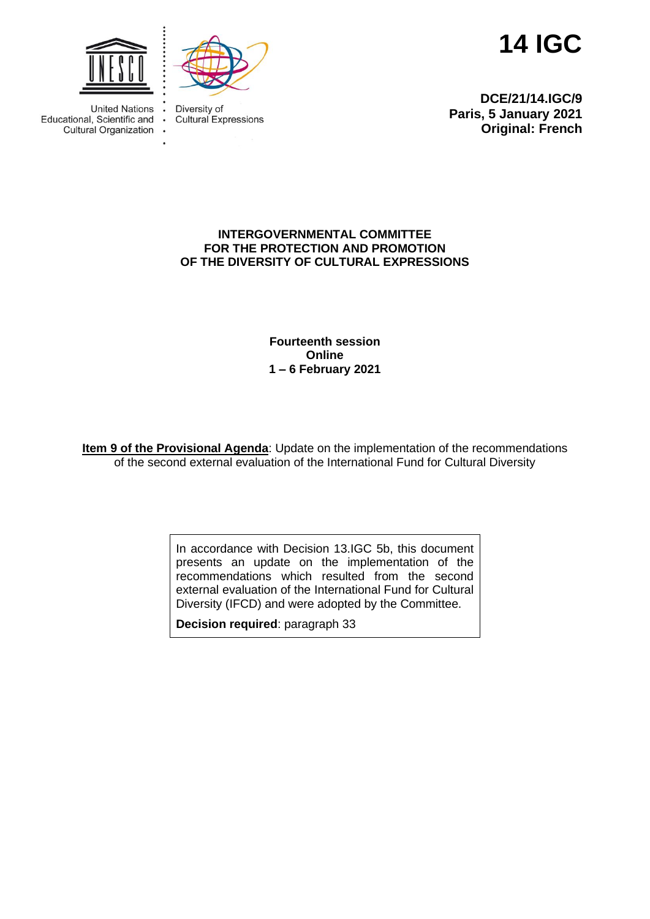United Nations Educational, Scientific and Cultural Organization

Diversity of Cultural Expressions

# 14 IGC

**DCE/21/14.IGC/9**
**Paris, 5 January 2021**
**Original: French**

**INTERGOVERNMENTAL COMMITTEE FOR THE PROTECTION AND PROMOTION OF THE DIVERSITY OF CULTURAL EXPRESSIONS**

**Fourteenth session**
**Online**
**1 – 6 February 2021**

**Item 9 of the Provisional Agenda**: Update on the implementation of the recommendations of the second external evaluation of the International Fund for Cultural Diversity

In accordance with Decision 13.IGC 5b, this document presents an update on the implementation of the recommendations which resulted from the second external evaluation of the International Fund for Cultural Diversity (IFCD) and were adopted by the Committee.

**Decision required**: paragraph 33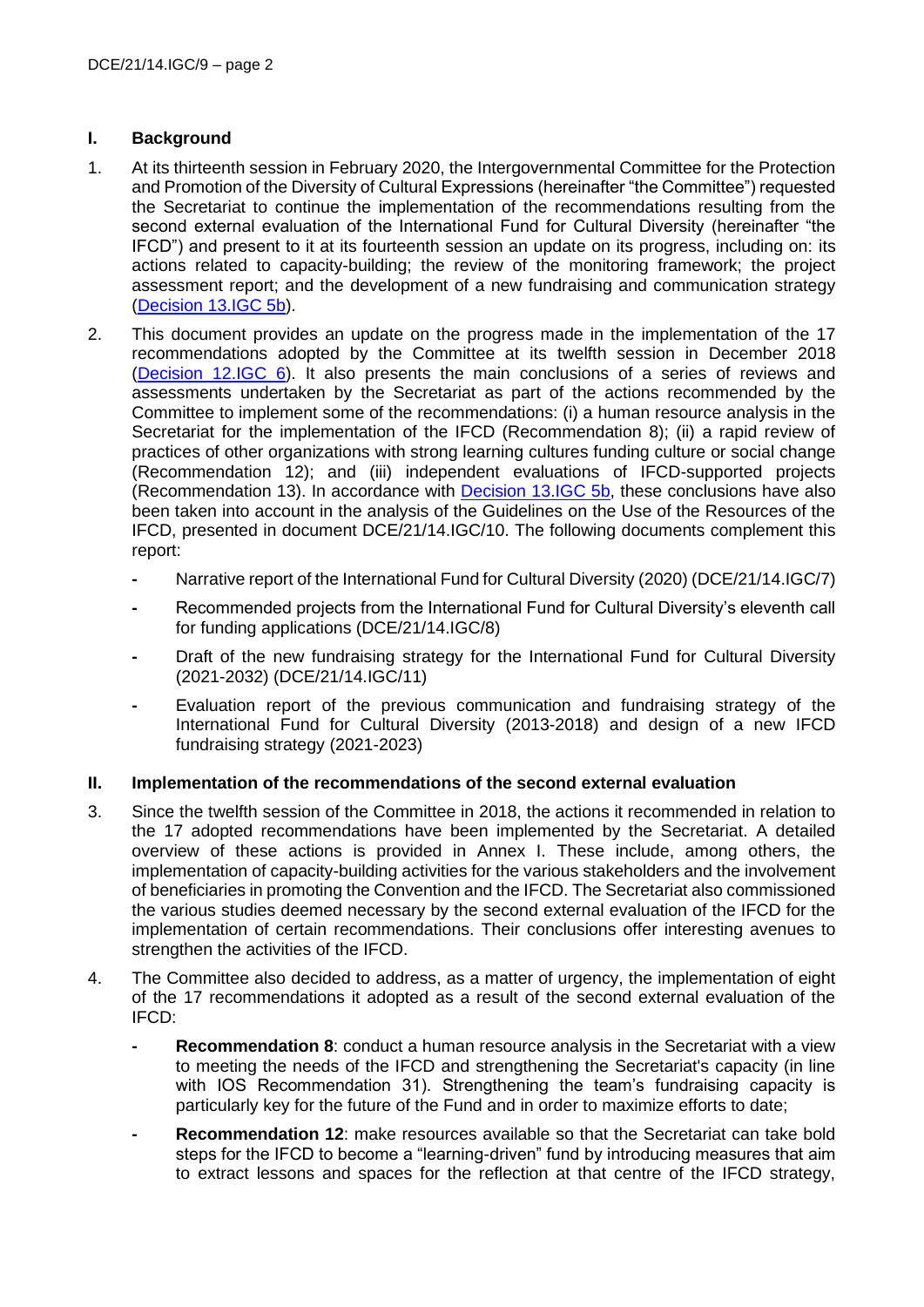## I. Background

1. At its thirteenth session in February 2020, the Intergovernmental Committee for the Protection and Promotion of the Diversity of Cultural Expressions (hereinafter "the Committee") requested the Secretariat to continue the implementation of the recommendations resulting from the second external evaluation of the International Fund for Cultural Diversity (hereinafter "the IFCD") and present to it at its fourteenth session an update on its progress, including on: its actions related to capacity-building; the review of the monitoring framework; the project assessment report; and the development of a new fundraising and communication strategy (Decision 13.IGC 5b).

2. This document provides an update on the progress made in the implementation of the 17 recommendations adopted by the Committee at its twelfth session in December 2018 (Decision 12.IGC 6). It also presents the main conclusions of a series of reviews and assessments undertaken by the Secretariat as part of the actions recommended by the Committee to implement some of the recommendations: (i) a human resource analysis in the Secretariat for the implementation of the IFCD (Recommendation 8); (ii) a rapid review of practices of other organizations with strong learning cultures funding culture or social change (Recommendation 12); and (iii) independent evaluations of IFCD-supported projects (Recommendation 13). In accordance with Decision 13.IGC 5b, these conclusions have also been taken into account in the analysis of the Guidelines on the Use of the Resources of the IFCD, presented in document DCE/21/14.IGC/10. The following documents complement this report:

   - Narrative report of the International Fund for Cultural Diversity (2020) (DCE/21/14.IGC/7)
   - Recommended projects from the International Fund for Cultural Diversity's eleventh call for funding applications (DCE/21/14.IGC/8)
   - Draft of the new fundraising strategy for the International Fund for Cultural Diversity (2021-2032) (DCE/21/14.IGC/11)
   - Evaluation report of the previous communication and fundraising strategy of the International Fund for Cultural Diversity (2013-2018) and design of a new IFCD fundraising strategy (2021-2023)

## II. Implementation of the recommendations of the second external evaluation

3. Since the twelfth session of the Committee in 2018, the actions it recommended in relation to the 17 adopted recommendations have been implemented by the Secretariat. A detailed overview of these actions is provided in Annex I. These include, among others, the implementation of capacity-building activities for the various stakeholders and the involvement of beneficiaries in promoting the Convention and the IFCD. The Secretariat also commissioned the various studies deemed necessary by the second external evaluation of the IFCD for the implementation of certain recommendations. Their conclusions offer interesting avenues to strengthen the activities of the IFCD.

4. The Committee also decided to address, as a matter of urgency, the implementation of eight of the 17 recommendations it adopted as a result of the second external evaluation of the IFCD:

   - **Recommendation 8**: conduct a human resource analysis in the Secretariat with a view to meeting the needs of the IFCD and strengthening the Secretariat's capacity (in line with IOS Recommendation 31). Strengthening the team's fundraising capacity is particularly key for the future of the Fund and in order to maximize efforts to date;
   - **Recommendation 12**: make resources available so that the Secretariat can take bold steps for the IFCD to become a "learning-driven" fund by introducing measures that aim to extract lessons and spaces for the reflection at that centre of the IFCD strategy,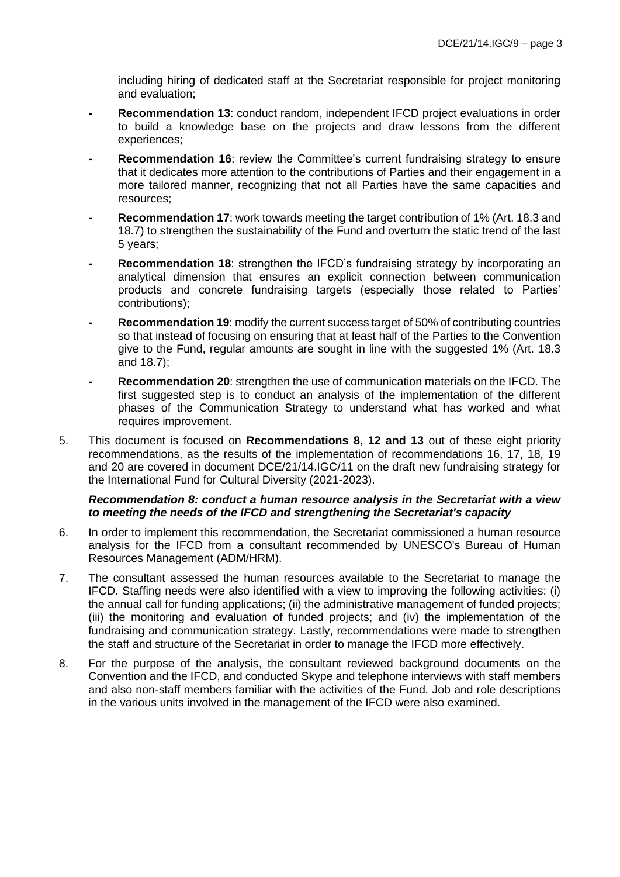including hiring of dedicated staff at the Secretariat responsible for project monitoring and evaluation;

- **Recommendation 13**: conduct random, independent IFCD project evaluations in order to build a knowledge base on the projects and draw lessons from the different experiences;
- **Recommendation 16**: review the Committee's current fundraising strategy to ensure that it dedicates more attention to the contributions of Parties and their engagement in a more tailored manner, recognizing that not all Parties have the same capacities and resources;
- **Recommendation 17**: work towards meeting the target contribution of 1% (Art. 18.3 and 18.7) to strengthen the sustainability of the Fund and overturn the static trend of the last 5 years;
- **Recommendation 18**: strengthen the IFCD's fundraising strategy by incorporating an analytical dimension that ensures an explicit connection between communication products and concrete fundraising targets (especially those related to Parties' contributions);
- **Recommendation 19**: modify the current success target of 50% of contributing countries so that instead of focusing on ensuring that at least half of the Parties to the Convention give to the Fund, regular amounts are sought in line with the suggested 1% (Art. 18.3 and 18.7);
- **Recommendation 20**: strengthen the use of communication materials on the IFCD. The first suggested step is to conduct an analysis of the implementation of the different phases of the Communication Strategy to understand what has worked and what requires improvement.

5. This document is focused on **Recommendations 8, 12 and 13** out of these eight priority recommendations, as the results of the implementation of recommendations 16, 17, 18, 19 and 20 are covered in document DCE/21/14.IGC/11 on the draft new fundraising strategy for the International Fund for Cultural Diversity (2021-2023).

***Recommendation 8: conduct a human resource analysis in the Secretariat with a view to meeting the needs of the IFCD and strengthening the Secretariat's capacity***

6. In order to implement this recommendation, the Secretariat commissioned a human resource analysis for the IFCD from a consultant recommended by UNESCO's Bureau of Human Resources Management (ADM/HRM).

7. The consultant assessed the human resources available to the Secretariat to manage the IFCD. Staffing needs were also identified with a view to improving the following activities: (i) the annual call for funding applications; (ii) the administrative management of funded projects; (iii) the monitoring and evaluation of funded projects; and (iv) the implementation of the fundraising and communication strategy. Lastly, recommendations were made to strengthen the staff and structure of the Secretariat in order to manage the IFCD more effectively.

8. For the purpose of the analysis, the consultant reviewed background documents on the Convention and the IFCD, and conducted Skype and telephone interviews with staff members and also non-staff members familiar with the activities of the Fund. Job and role descriptions in the various units involved in the management of the IFCD were also examined.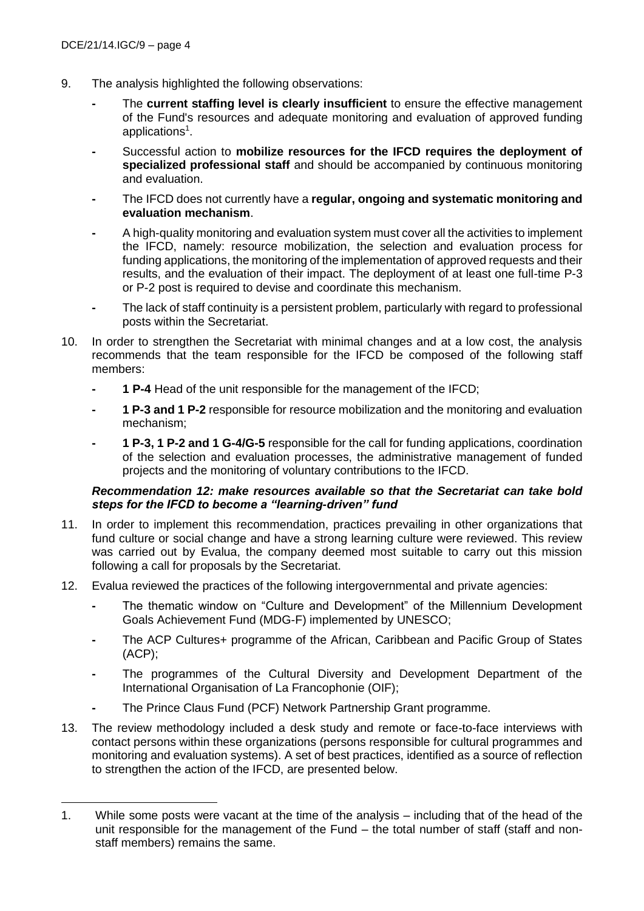9. The analysis highlighted the following observations:

    - The **current staffing level is clearly insufficient** to ensure the effective management of the Fund's resources and adequate monitoring and evaluation of approved funding applications[1].
    - Successful action to **mobilize resources for the IFCD requires the deployment of specialized professional staff** and should be accompanied by continuous monitoring and evaluation.
    - The IFCD does not currently have a **regular, ongoing and systematic monitoring and evaluation mechanism**.
    - A high-quality monitoring and evaluation system must cover all the activities to implement the IFCD, namely: resource mobilization, the selection and evaluation process for funding applications, the monitoring of the implementation of approved requests and their results, and the evaluation of their impact. The deployment of at least one full-time P-3 or P-2 post is required to devise and coordinate this mechanism.
    - The lack of staff continuity is a persistent problem, particularly with regard to professional posts within the Secretariat.

10. In order to strengthen the Secretariat with minimal changes and at a low cost, the analysis recommends that the team responsible for the IFCD be composed of the following staff members:

    - **1 P-4** Head of the unit responsible for the management of the IFCD;
    - **1 P-3 and 1 P-2** responsible for resource mobilization and the monitoring and evaluation mechanism;
    - **1 P-3, 1 P-2 and 1 G-4/G-5** responsible for the call for funding applications, coordination of the selection and evaluation processes, the administrative management of funded projects and the monitoring of voluntary contributions to the IFCD.

***Recommendation 12: make resources available so that the Secretariat can take bold steps for the IFCD to become a "learning-driven" fund***

11. In order to implement this recommendation, practices prevailing in other organizations that fund culture or social change and have a strong learning culture were reviewed. This review was carried out by Evalua, the company deemed most suitable to carry out this mission following a call for proposals by the Secretariat.

12. Evalua reviewed the practices of the following intergovernmental and private agencies:

    - The thematic window on "Culture and Development" of the Millennium Development Goals Achievement Fund (MDG-F) implemented by UNESCO;
    - The ACP Cultures+ programme of the African, Caribbean and Pacific Group of States (ACP);
    - The programmes of the Cultural Diversity and Development Department of the International Organisation of La Francophonie (OIF);
    - The Prince Claus Fund (PCF) Network Partnership Grant programme.

13. The review methodology included a desk study and remote or face-to-face interviews with contact persons within these organizations (persons responsible for cultural programmes and monitoring and evaluation systems). A set of best practices, identified as a source of reflection to strengthen the action of the IFCD, are presented below.

---

1. While some posts were vacant at the time of the analysis – including that of the head of the unit responsible for the management of the Fund – the total number of staff (staff and non-staff members) remains the same.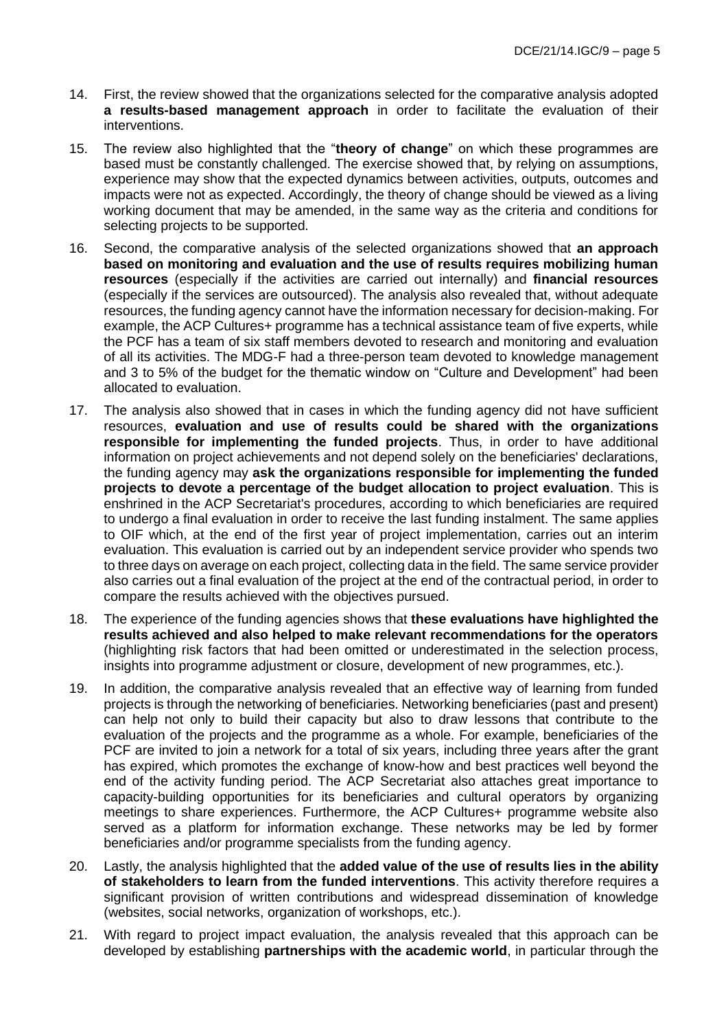14. First, the review showed that the organizations selected for the comparative analysis adopted **a results-based management approach** in order to facilitate the evaluation of their interventions.

15. The review also highlighted that the "**theory of change**" on which these programmes are based must be constantly challenged. The exercise showed that, by relying on assumptions, experience may show that the expected dynamics between activities, outputs, outcomes and impacts were not as expected. Accordingly, the theory of change should be viewed as a living working document that may be amended, in the same way as the criteria and conditions for selecting projects to be supported.

16. Second, the comparative analysis of the selected organizations showed that **an approach based on monitoring and evaluation and the use of results requires mobilizing human resources** (especially if the activities are carried out internally) and **financial resources** (especially if the services are outsourced). The analysis also revealed that, without adequate resources, the funding agency cannot have the information necessary for decision-making. For example, the ACP Cultures+ programme has a technical assistance team of five experts, while the PCF has a team of six staff members devoted to research and monitoring and evaluation of all its activities. The MDG-F had a three-person team devoted to knowledge management and 3 to 5% of the budget for the thematic window on "Culture and Development" had been allocated to evaluation.

17. The analysis also showed that in cases in which the funding agency did not have sufficient resources, **evaluation and use of results could be shared with the organizations responsible for implementing the funded projects**. Thus, in order to have additional information on project achievements and not depend solely on the beneficiaries' declarations, the funding agency may **ask the organizations responsible for implementing the funded projects to devote a percentage of the budget allocation to project evaluation**. This is enshrined in the ACP Secretariat's procedures, according to which beneficiaries are required to undergo a final evaluation in order to receive the last funding instalment. The same applies to OIF which, at the end of the first year of project implementation, carries out an interim evaluation. This evaluation is carried out by an independent service provider who spends two to three days on average on each project, collecting data in the field. The same service provider also carries out a final evaluation of the project at the end of the contractual period, in order to compare the results achieved with the objectives pursued.

18. The experience of the funding agencies shows that **these evaluations have highlighted the results achieved and also helped to make relevant recommendations for the operators** (highlighting risk factors that had been omitted or underestimated in the selection process, insights into programme adjustment or closure, development of new programmes, etc.).

19. In addition, the comparative analysis revealed that an effective way of learning from funded projects is through the networking of beneficiaries. Networking beneficiaries (past and present) can help not only to build their capacity but also to draw lessons that contribute to the evaluation of the projects and the programme as a whole. For example, beneficiaries of the PCF are invited to join a network for a total of six years, including three years after the grant has expired, which promotes the exchange of know-how and best practices well beyond the end of the activity funding period. The ACP Secretariat also attaches great importance to capacity-building opportunities for its beneficiaries and cultural operators by organizing meetings to share experiences. Furthermore, the ACP Cultures+ programme website also served as a platform for information exchange. These networks may be led by former beneficiaries and/or programme specialists from the funding agency.

20. Lastly, the analysis highlighted that the **added value of the use of results lies in the ability of stakeholders to learn from the funded interventions**. This activity therefore requires a significant provision of written contributions and widespread dissemination of knowledge (websites, social networks, organization of workshops, etc.).

21. With regard to project impact evaluation, the analysis revealed that this approach can be developed by establishing **partnerships with the academic world**, in particular through the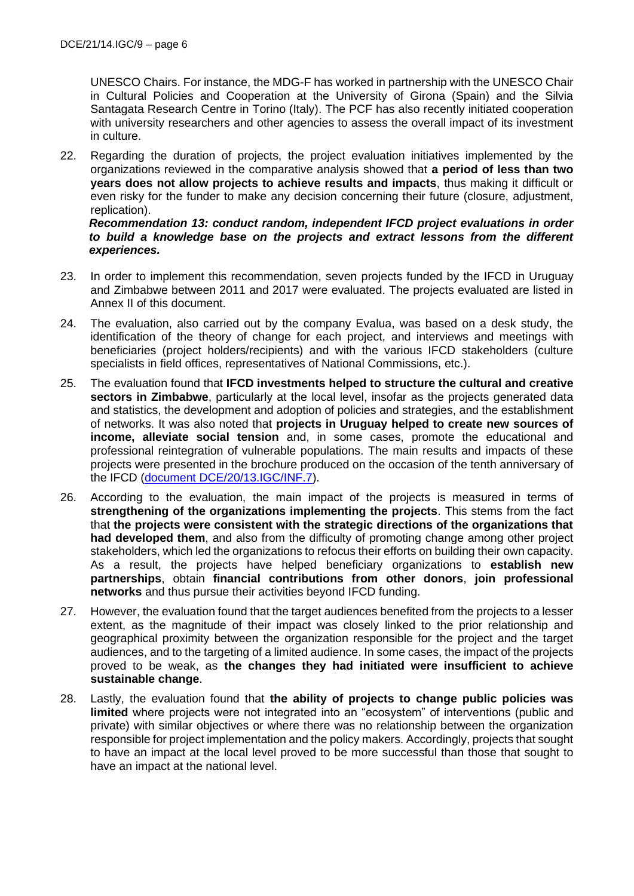UNESCO Chairs. For instance, the MDG-F has worked in partnership with the UNESCO Chair in Cultural Policies and Cooperation at the University of Girona (Spain) and the Silvia Santagata Research Centre in Torino (Italy). The PCF has also recently initiated cooperation with university researchers and other agencies to assess the overall impact of its investment in culture.

22. Regarding the duration of projects, the project evaluation initiatives implemented by the organizations reviewed in the comparative analysis showed that **a period of less than two years does not allow projects to achieve results and impacts**, thus making it difficult or even risky for the funder to make any decision concerning their future (closure, adjustment, replication).

***Recommendation 13: conduct random, independent IFCD project evaluations in order to build a knowledge base on the projects and extract lessons from the different experiences.***

23. In order to implement this recommendation, seven projects funded by the IFCD in Uruguay and Zimbabwe between 2011 and 2017 were evaluated. The projects evaluated are listed in Annex II of this document.

24. The evaluation, also carried out by the company Evalua, was based on a desk study, the identification of the theory of change for each project, and interviews and meetings with beneficiaries (project holders/recipients) and with the various IFCD stakeholders (culture specialists in field offices, representatives of National Commissions, etc.).

25. The evaluation found that **IFCD investments helped to structure the cultural and creative sectors in Zimbabwe**, particularly at the local level, insofar as the projects generated data and statistics, the development and adoption of policies and strategies, and the establishment of networks. It was also noted that **projects in Uruguay helped to create new sources of income, alleviate social tension** and, in some cases, promote the educational and professional reintegration of vulnerable populations. The main results and impacts of these projects were presented in the brochure produced on the occasion of the tenth anniversary of the IFCD ([document DCE/20/13.IGC/INF.7](document DCE/20/13.IGC/INF.7)).

26. According to the evaluation, the main impact of the projects is measured in terms of **strengthening of the organizations implementing the projects**. This stems from the fact that **the projects were consistent with the strategic directions of the organizations that had developed them**, and also from the difficulty of promoting change among other project stakeholders, which led the organizations to refocus their efforts on building their own capacity. As a result, the projects have helped beneficiary organizations to **establish new partnerships**, obtain **financial contributions from other donors**, **join professional networks** and thus pursue their activities beyond IFCD funding.

27. However, the evaluation found that the target audiences benefited from the projects to a lesser extent, as the magnitude of their impact was closely linked to the prior relationship and geographical proximity between the organization responsible for the project and the target audiences, and to the targeting of a limited audience. In some cases, the impact of the projects proved to be weak, as **the changes they had initiated were insufficient to achieve sustainable change**.

28. Lastly, the evaluation found that **the ability of projects to change public policies was limited** where projects were not integrated into an "ecosystem" of interventions (public and private) with similar objectives or where there was no relationship between the organization responsible for project implementation and the policy makers. Accordingly, projects that sought to have an impact at the local level proved to be more successful than those that sought to have an impact at the national level.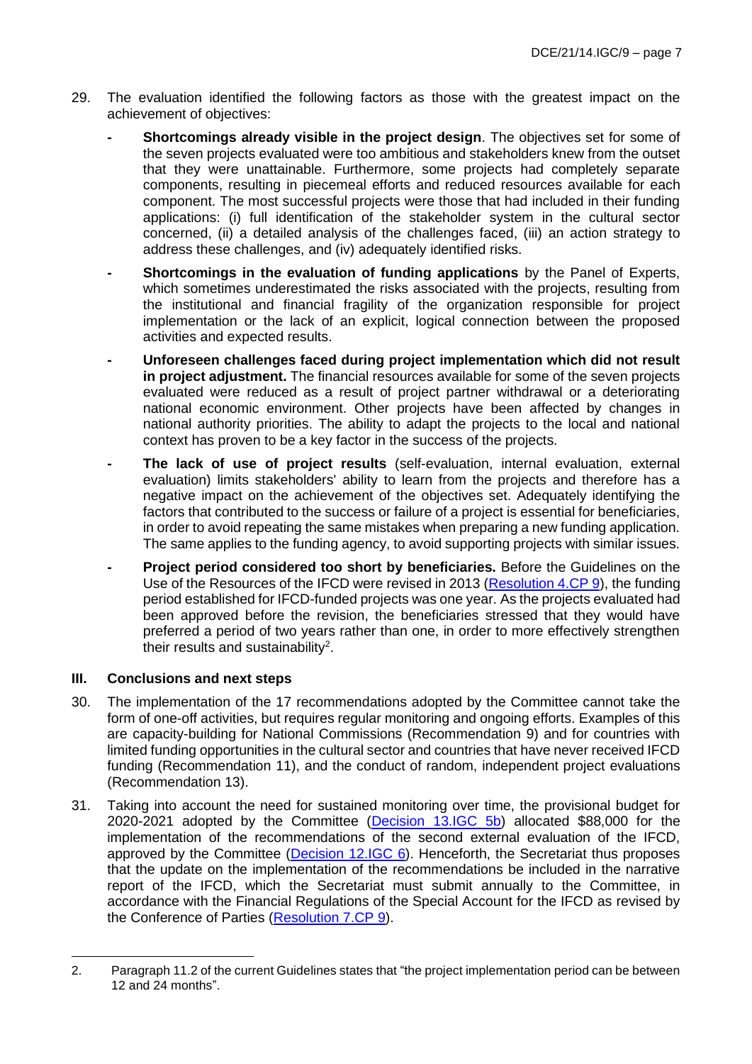29. The evaluation identified the following factors as those with the greatest impact on the achievement of objectives:

    - **Shortcomings already visible in the project design**. The objectives set for some of the seven projects evaluated were too ambitious and stakeholders knew from the outset that they were unattainable. Furthermore, some projects had completely separate components, resulting in piecemeal efforts and reduced resources available for each component. The most successful projects were those that had included in their funding applications: (i) full identification of the stakeholder system in the cultural sector concerned, (ii) a detailed analysis of the challenges faced, (iii) an action strategy to address these challenges, and (iv) adequately identified risks.
    - **Shortcomings in the evaluation of funding applications** by the Panel of Experts, which sometimes underestimated the risks associated with the projects, resulting from the institutional and financial fragility of the organization responsible for project implementation or the lack of an explicit, logical connection between the proposed activities and expected results.
    - **Unforeseen challenges faced during project implementation which did not result in project adjustment.** The financial resources available for some of the seven projects evaluated were reduced as a result of project partner withdrawal or a deteriorating national economic environment. Other projects have been affected by changes in national authority priorities. The ability to adapt the projects to the local and national context has proven to be a key factor in the success of the projects.
    - **The lack of use of project results** (self-evaluation, internal evaluation, external evaluation) limits stakeholders' ability to learn from the projects and therefore has a negative impact on the achievement of the objectives set. Adequately identifying the factors that contributed to the success or failure of a project is essential for beneficiaries, in order to avoid repeating the same mistakes when preparing a new funding application. The same applies to the funding agency, to avoid supporting projects with similar issues.
    - **Project period considered too short by beneficiaries.** Before the Guidelines on the Use of the Resources of the IFCD were revised in 2013 (Resolution 4.CP 9), the funding period established for IFCD-funded projects was one year. As the projects evaluated had been approved before the revision, the beneficiaries stressed that they would have preferred a period of two years rather than one, in order to more effectively strengthen their results and sustainability[2].

## III. Conclusions and next steps

30. The implementation of the 17 recommendations adopted by the Committee cannot take the form of one-off activities, but requires regular monitoring and ongoing efforts. Examples of this are capacity-building for National Commissions (Recommendation 9) and for countries with limited funding opportunities in the cultural sector and countries that have never received IFCD funding (Recommendation 11), and the conduct of random, independent project evaluations (Recommendation 13).

31. Taking into account the need for sustained monitoring over time, the provisional budget for 2020-2021 adopted by the Committee (Decision 13.IGC 5b) allocated $88,000 for the implementation of the recommendations of the second external evaluation of the IFCD, approved by the Committee (Decision 12.IGC 6). Henceforth, the Secretariat thus proposes that the update on the implementation of the recommendations be included in the narrative report of the IFCD, which the Secretariat must submit annually to the Committee, in accordance with the Financial Regulations of the Special Account for the IFCD as revised by the Conference of Parties (Resolution 7.CP 9).

---

2. Paragraph 11.2 of the current Guidelines states that "the project implementation period can be between 12 and 24 months".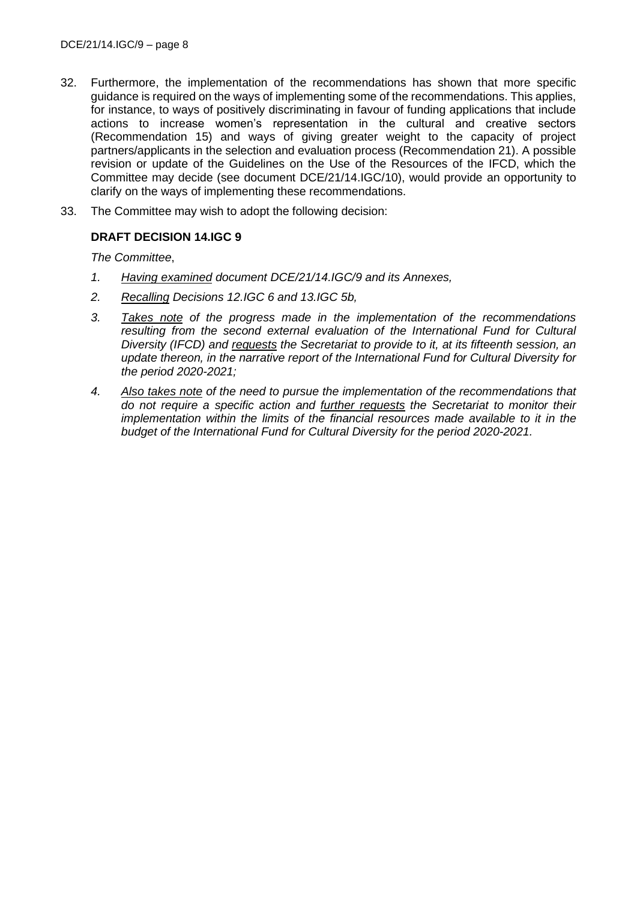32. Furthermore, the implementation of the recommendations has shown that more specific guidance is required on the ways of implementing some of the recommendations. This applies, for instance, to ways of positively discriminating in favour of funding applications that include actions to increase women's representation in the cultural and creative sectors (Recommendation 15) and ways of giving greater weight to the capacity of project partners/applicants in the selection and evaluation process (Recommendation 21). A possible revision or update of the Guidelines on the Use of the Resources of the IFCD, which the Committee may decide (see document DCE/21/14.IGC/10), would provide an opportunity to clarify on the ways of implementing these recommendations.

33. The Committee may wish to adopt the following decision:

**DRAFT DECISION 14.IGC 9**

*The Committee*,

1. *Having examined document DCE/21/14.IGC/9 and its Annexes,*
2. *Recalling Decisions 12.IGC 6 and 13.IGC 5b,*
3. *Takes note of the progress made in the implementation of the recommendations resulting from the second external evaluation of the International Fund for Cultural Diversity (IFCD) and requests the Secretariat to provide to it, at its fifteenth session, an update thereon, in the narrative report of the International Fund for Cultural Diversity for the period 2020-2021;*
4. *Also takes note of the need to pursue the implementation of the recommendations that do not require a specific action and further requests the Secretariat to monitor their implementation within the limits of the financial resources made available to it in the budget of the International Fund for Cultural Diversity for the period 2020-2021.*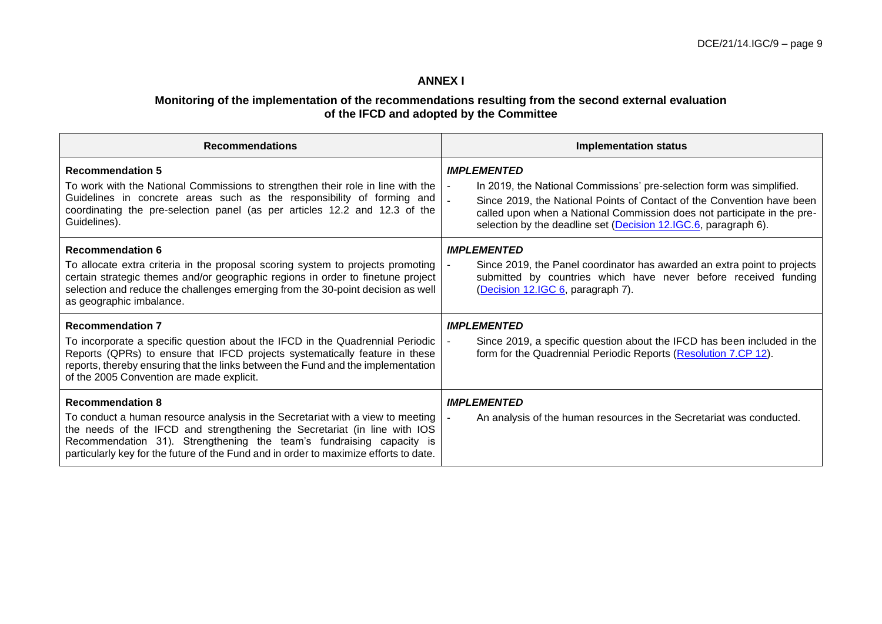## ANNEX I

### Monitoring of the implementation of the recommendations resulting from the second external evaluation of the IFCD and adopted by the Committee

| Recommendations | Implementation status |
|---|---|
| **Recommendation 5**<br>To work with the National Commissions to strengthen their role in line with the Guidelines in concrete areas such as the responsibility of forming and coordinating the pre-selection panel (as per articles 12.2 and 12.3 of the Guidelines). | ***IMPLEMENTED***<br>- In 2019, the National Commissions' pre-selection form was simplified.<br>- Since 2019, the National Points of Contact of the Convention have been called upon when a National Commission does not participate in the pre-selection by the deadline set (Decision 12.IGC.6, paragraph 6). |
| **Recommendation 6**<br>To allocate extra criteria in the proposal scoring system to projects promoting certain strategic themes and/or geographic regions in order to finetune project selection and reduce the challenges emerging from the 30-point decision as well as geographic imbalance. | ***IMPLEMENTED***<br>- Since 2019, the Panel coordinator has awarded an extra point to projects submitted by countries which have never before received funding (Decision 12.IGC 6, paragraph 7). |
| **Recommendation 7**<br>To incorporate a specific question about the IFCD in the Quadrennial Periodic Reports (QPRs) to ensure that IFCD projects systematically feature in these reports, thereby ensuring that the links between the Fund and the implementation of the 2005 Convention are made explicit. | ***IMPLEMENTED***<br>- Since 2019, a specific question about the IFCD has been included in the form for the Quadrennial Periodic Reports (Resolution 7.CP 12). |
| **Recommendation 8**<br>To conduct a human resource analysis in the Secretariat with a view to meeting the needs of the IFCD and strengthening the Secretariat (in line with IOS Recommendation 31). Strengthening the team's fundraising capacity is particularly key for the future of the Fund and in order to maximize efforts to date. | ***IMPLEMENTED***<br>- An analysis of the human resources in the Secretariat was conducted. |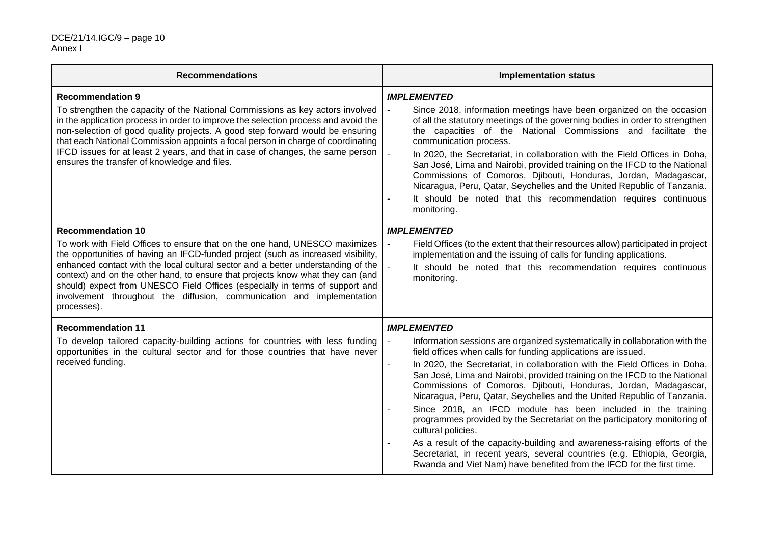| Recommendations | Implementation status |
|---|---|
| **Recommendation 9**<br><br>To strengthen the capacity of the National Commissions as key actors involved in the application process in order to improve the selection process and avoid the non-selection of good quality projects. A good step forward would be ensuring that each National Commission appoints a focal person in charge of coordinating IFCD issues for at least 2 years, and that in case of changes, the same person ensures the transfer of knowledge and files. | ***IMPLEMENTED***<br><br>- Since 2018, information meetings have been organized on the occasion of all the statutory meetings of the governing bodies in order to strengthen the capacities of the National Commissions and facilitate the communication process.<br>- In 2020, the Secretariat, in collaboration with the Field Offices in Doha, San José, Lima and Nairobi, provided training on the IFCD to the National Commissions of Comoros, Djibouti, Honduras, Jordan, Madagascar, Nicaragua, Peru, Qatar, Seychelles and the United Republic of Tanzania.<br>- It should be noted that this recommendation requires continuous monitoring. |
| **Recommendation 10**<br><br>To work with Field Offices to ensure that on the one hand, UNESCO maximizes the opportunities of having an IFCD-funded project (such as increased visibility, enhanced contact with the local cultural sector and a better understanding of the context) and on the other hand, to ensure that projects know what they can (and should) expect from UNESCO Field Offices (especially in terms of support and involvement throughout the diffusion, communication and implementation processes). | ***IMPLEMENTED***<br><br>- Field Offices (to the extent that their resources allow) participated in project implementation and the issuing of calls for funding applications.<br>- It should be noted that this recommendation requires continuous monitoring. |
| **Recommendation 11**<br><br>To develop tailored capacity-building actions for countries with less funding opportunities in the cultural sector and for those countries that have never received funding. | ***IMPLEMENTED***<br><br>- Information sessions are organized systematically in collaboration with the field offices when calls for funding applications are issued.<br>- In 2020, the Secretariat, in collaboration with the Field Offices in Doha, San José, Lima and Nairobi, provided training on the IFCD to the National Commissions of Comoros, Djibouti, Honduras, Jordan, Madagascar, Nicaragua, Peru, Qatar, Seychelles and the United Republic of Tanzania.<br>- Since 2018, an IFCD module has been included in the training programmes provided by the Secretariat on the participatory monitoring of cultural policies.<br>- As a result of the capacity-building and awareness-raising efforts of the Secretariat, in recent years, several countries (e.g. Ethiopia, Georgia, Rwanda and Viet Nam) have benefited from the IFCD for the first time. |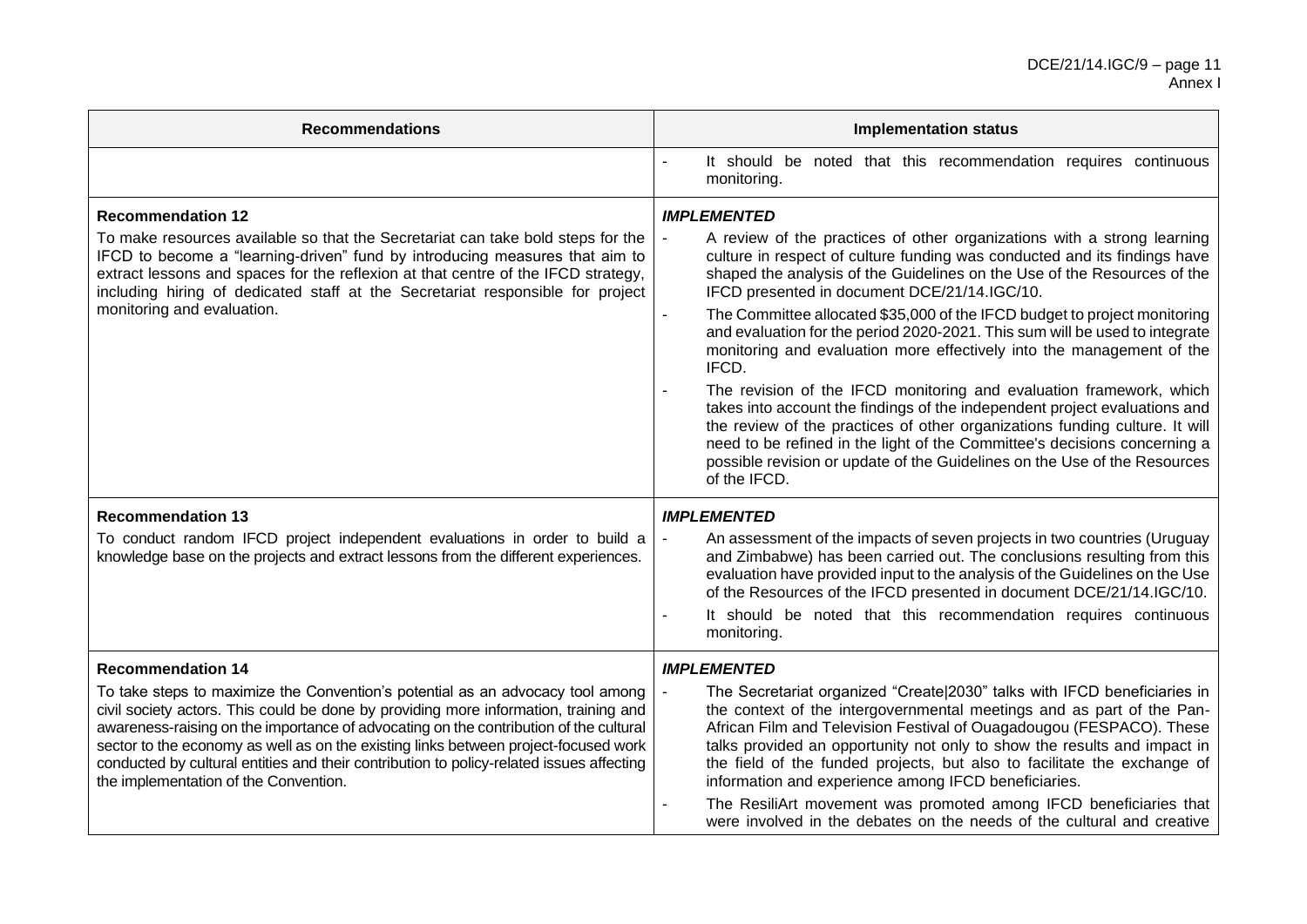| Recommendations | Implementation status |
| --- | --- |
| | - It should be noted that this recommendation requires continuous monitoring. |
| **Recommendation 12**<br>To make resources available so that the Secretariat can take bold steps for the IFCD to become a "learning-driven" fund by introducing measures that aim to extract lessons and spaces for the reflexion at that centre of the IFCD strategy, including hiring of dedicated staff at the Secretariat responsible for project monitoring and evaluation. | ***IMPLEMENTED***<br>- A review of the practices of other organizations with a strong learning culture in respect of culture funding was conducted and its findings have shaped the analysis of the Guidelines on the Use of the Resources of the IFCD presented in document DCE/21/14.IGC/10.<br>- The Committee allocated $35,000 of the IFCD budget to project monitoring and evaluation for the period 2020-2021. This sum will be used to integrate monitoring and evaluation more effectively into the management of the IFCD.<br>- The revision of the IFCD monitoring and evaluation framework, which takes into account the findings of the independent project evaluations and the review of the practices of other organizations funding culture. It will need to be refined in the light of the Committee's decisions concerning a possible revision or update of the Guidelines on the Use of the Resources of the IFCD. |
| **Recommendation 13**<br>To conduct random IFCD project independent evaluations in order to build a knowledge base on the projects and extract lessons from the different experiences. | ***IMPLEMENTED***<br>- An assessment of the impacts of seven projects in two countries (Uruguay and Zimbabwe) has been carried out. The conclusions resulting from this evaluation have provided input to the analysis of the Guidelines on the Use of the Resources of the IFCD presented in document DCE/21/14.IGC/10.<br>- It should be noted that this recommendation requires continuous monitoring. |
| **Recommendation 14**<br>To take steps to maximize the Convention's potential as an advocacy tool among civil society actors. This could be done by providing more information, training and awareness-raising on the importance of advocating on the contribution of the cultural sector to the economy as well as on the existing links between project-focused work conducted by cultural entities and their contribution to policy-related issues affecting the implementation of the Convention. | ***IMPLEMENTED***<br>- The Secretariat organized "Create\|2030" talks with IFCD beneficiaries in the context of the intergovernmental meetings and as part of the Pan-African Film and Television Festival of Ouagadougou (FESPACO). These talks provided an opportunity not only to show the results and impact in the field of the funded projects, but also to facilitate the exchange of information and experience among IFCD beneficiaries.<br>- The ResiliArt movement was promoted among IFCD beneficiaries that were involved in the debates on the needs of the cultural and creative |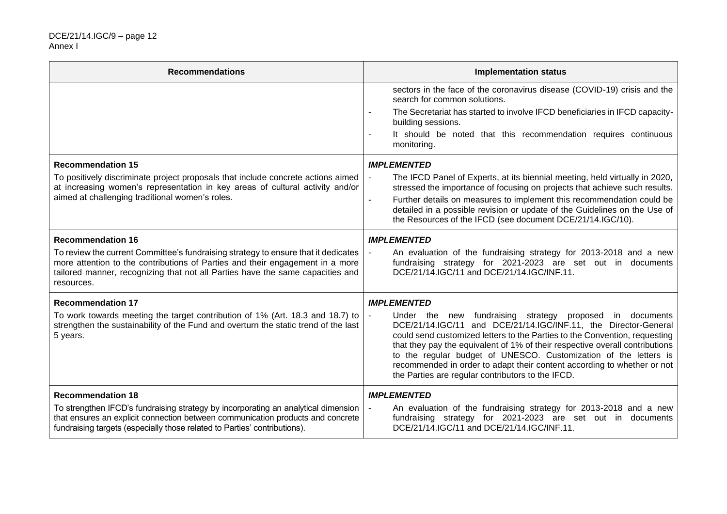| Recommendations | Implementation status |
|---|---|
| | sectors in the face of the coronavirus disease (COVID-19) crisis and the search for common solutions.<br>- The Secretariat has started to involve IFCD beneficiaries in IFCD capacity-building sessions.<br>- It should be noted that this recommendation requires continuous monitoring. |
| **Recommendation 15**<br>To positively discriminate project proposals that include concrete actions aimed at increasing women's representation in key areas of cultural activity and/or aimed at challenging traditional women's roles. | ***IMPLEMENTED***<br>- The IFCD Panel of Experts, at its biennial meeting, held virtually in 2020, stressed the importance of focusing on projects that achieve such results.<br>- Further details on measures to implement this recommendation could be detailed in a possible revision or update of the Guidelines on the Use of the Resources of the IFCD (see document DCE/21/14.IGC/10). |
| **Recommendation 16**<br>To review the current Committee's fundraising strategy to ensure that it dedicates more attention to the contributions of Parties and their engagement in a more tailored manner, recognizing that not all Parties have the same capacities and resources. | ***IMPLEMENTED***<br>- An evaluation of the fundraising strategy for 2013-2018 and a new fundraising strategy for 2021-2023 are set out in documents DCE/21/14.IGC/11 and DCE/21/14.IGC/INF.11. |
| **Recommendation 17**<br>To work towards meeting the target contribution of 1% (Art. 18.3 and 18.7) to strengthen the sustainability of the Fund and overturn the static trend of the last 5 years. | ***IMPLEMENTED***<br>- Under the new fundraising strategy proposed in documents DCE/21/14.IGC/11 and DCE/21/14.IGC/INF.11, the Director-General could send customized letters to the Parties to the Convention, requesting that they pay the equivalent of 1% of their respective overall contributions to the regular budget of UNESCO. Customization of the letters is recommended in order to adapt their content according to whether or not the Parties are regular contributors to the IFCD. |
| **Recommendation 18**<br>To strengthen IFCD's fundraising strategy by incorporating an analytical dimension that ensures an explicit connection between communication products and concrete fundraising targets (especially those related to Parties' contributions). | ***IMPLEMENTED***<br>- An evaluation of the fundraising strategy for 2013-2018 and a new fundraising strategy for 2021-2023 are set out in documents DCE/21/14.IGC/11 and DCE/21/14.IGC/INF.11. |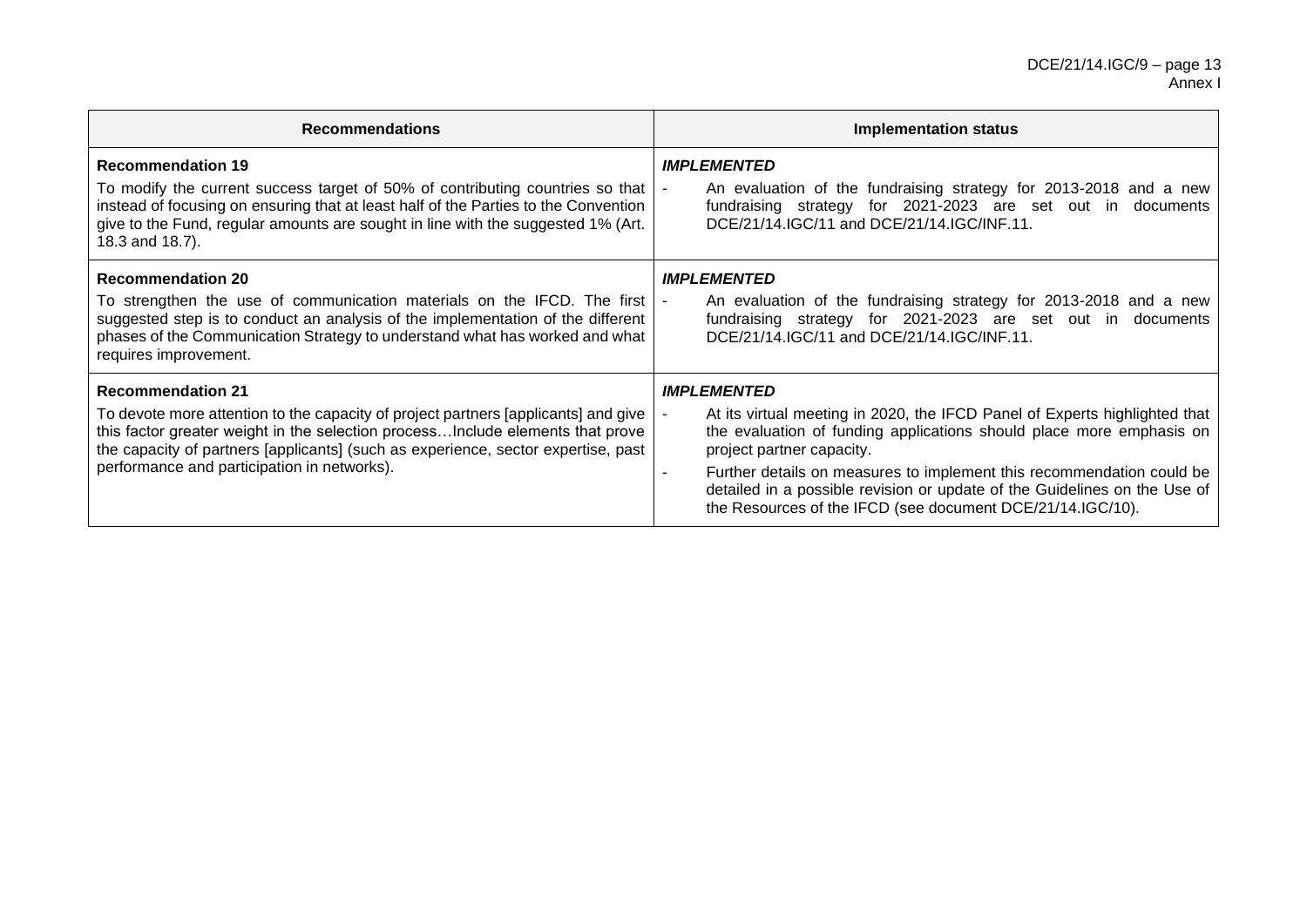| Recommendations | Implementation status |
|---|---|
| **Recommendation 19**<br>To modify the current success target of 50% of contributing countries so that instead of focusing on ensuring that at least half of the Parties to the Convention give to the Fund, regular amounts are sought in line with the suggested 1% (Art. 18.3 and 18.7). | ***IMPLEMENTED***<br>- An evaluation of the fundraising strategy for 2013-2018 and a new fundraising strategy for 2021-2023 are set out in documents DCE/21/14.IGC/11 and DCE/21/14.IGC/INF.11. |
| **Recommendation 20**<br>To strengthen the use of communication materials on the IFCD. The first suggested step is to conduct an analysis of the implementation of the different phases of the Communication Strategy to understand what has worked and what requires improvement. | ***IMPLEMENTED***<br>- An evaluation of the fundraising strategy for 2013-2018 and a new fundraising strategy for 2021-2023 are set out in documents DCE/21/14.IGC/11 and DCE/21/14.IGC/INF.11. |
| **Recommendation 21**<br>To devote more attention to the capacity of project partners [applicants] and give this factor greater weight in the selection process…Include elements that prove the capacity of partners [applicants] (such as experience, sector expertise, past performance and participation in networks). | ***IMPLEMENTED***<br>- At its virtual meeting in 2020, the IFCD Panel of Experts highlighted that the evaluation of funding applications should place more emphasis on project partner capacity.<br>- Further details on measures to implement this recommendation could be detailed in a possible revision or update of the Guidelines on the Use of the Resources of the IFCD (see document DCE/21/14.IGC/10). |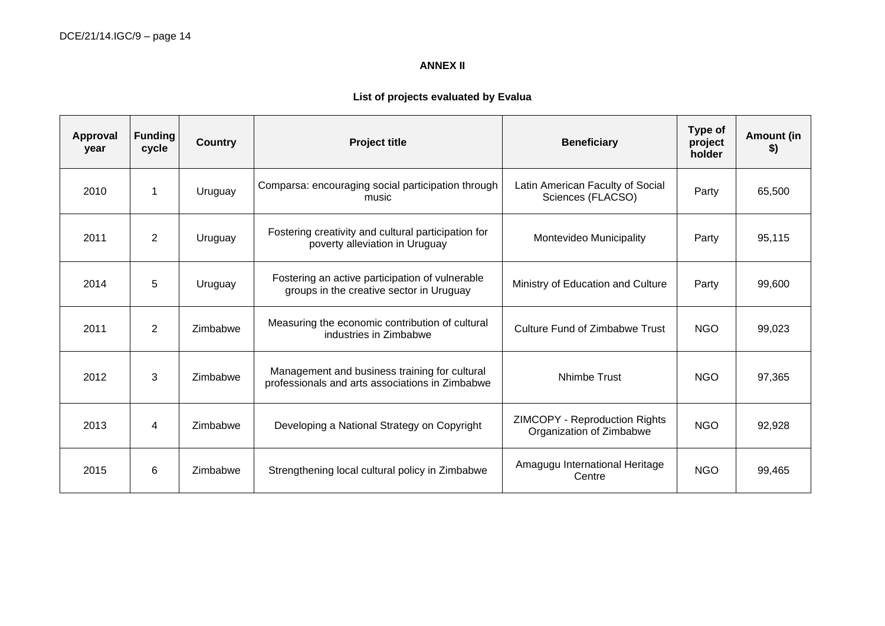**ANNEX II**

**List of projects evaluated by Evalua**

| Approval year | Funding cycle | Country | Project title | Beneficiary | Type of project holder | Amount (in $) |
|---|---|---|---|---|---|---|
| 2010 | 1 | Uruguay | Comparsa: encouraging social participation through music | Latin American Faculty of Social Sciences (FLACSO) | Party | 65,500 |
| 2011 | 2 | Uruguay | Fostering creativity and cultural participation for poverty alleviation in Uruguay | Montevideo Municipality | Party | 95,115 |
| 2014 | 5 | Uruguay | Fostering an active participation of vulnerable groups in the creative sector in Uruguay | Ministry of Education and Culture | Party | 99,600 |
| 2011 | 2 | Zimbabwe | Measuring the economic contribution of cultural industries in Zimbabwe | Culture Fund of Zimbabwe Trust | NGO | 99,023 |
| 2012 | 3 | Zimbabwe | Management and business training for cultural professionals and arts associations in Zimbabwe | Nhimbe Trust | NGO | 97,365 |
| 2013 | 4 | Zimbabwe | Developing a National Strategy on Copyright | ZIMCOPY - Reproduction Rights Organization of Zimbabwe | NGO | 92,928 |
| 2015 | 6 | Zimbabwe | Strengthening local cultural policy in Zimbabwe | Amagugu International Heritage Centre | NGO | 99,465 |